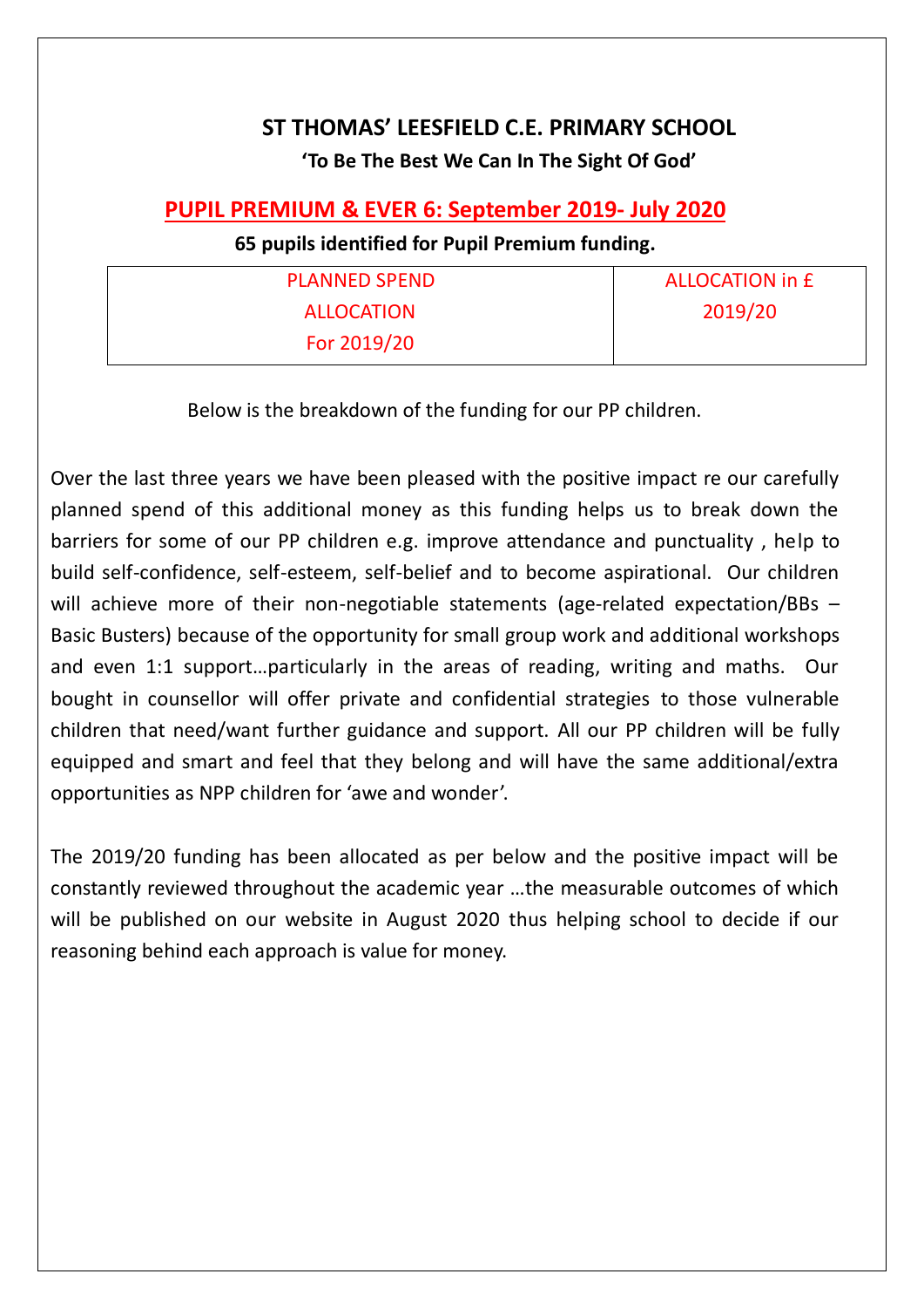## ST THOMAS' LEESFIELD C.E. PRIMARY SCHOOL

**'To Be The Best We Can In The Sight Of God'**

## PUPIL PREMIUM & EVER 6: September 2019- July 2020

**65 pupils identified for Pupil Premium funding.**

| PLANNED SPEND ALLOCATION For 2019/20 | ALLOCATION in £ 2019/20 |
|---|---|

Below is the breakdown of the funding for our PP children.

Over the last three years we have been pleased with the positive impact re our carefully planned spend of this additional money as this funding helps us to break down the barriers for some of our PP children e.g. improve attendance and punctuality , help to build self-confidence, self-esteem, self-belief and to become aspirational. Our children will achieve more of their non-negotiable statements (age-related expectation/BBs – Basic Busters) because of the opportunity for small group work and additional workshops and even 1:1 support…particularly in the areas of reading, writing and maths. Our bought in counsellor will offer private and confidential strategies to those vulnerable children that need/want further guidance and support. All our PP children will be fully equipped and smart and feel that they belong and will have the same additional/extra opportunities as NPP children for 'awe and wonder'.

The 2019/20 funding has been allocated as per below and the positive impact will be constantly reviewed throughout the academic year …the measurable outcomes of which will be published on our website in August 2020 thus helping school to decide if our reasoning behind each approach is value for money.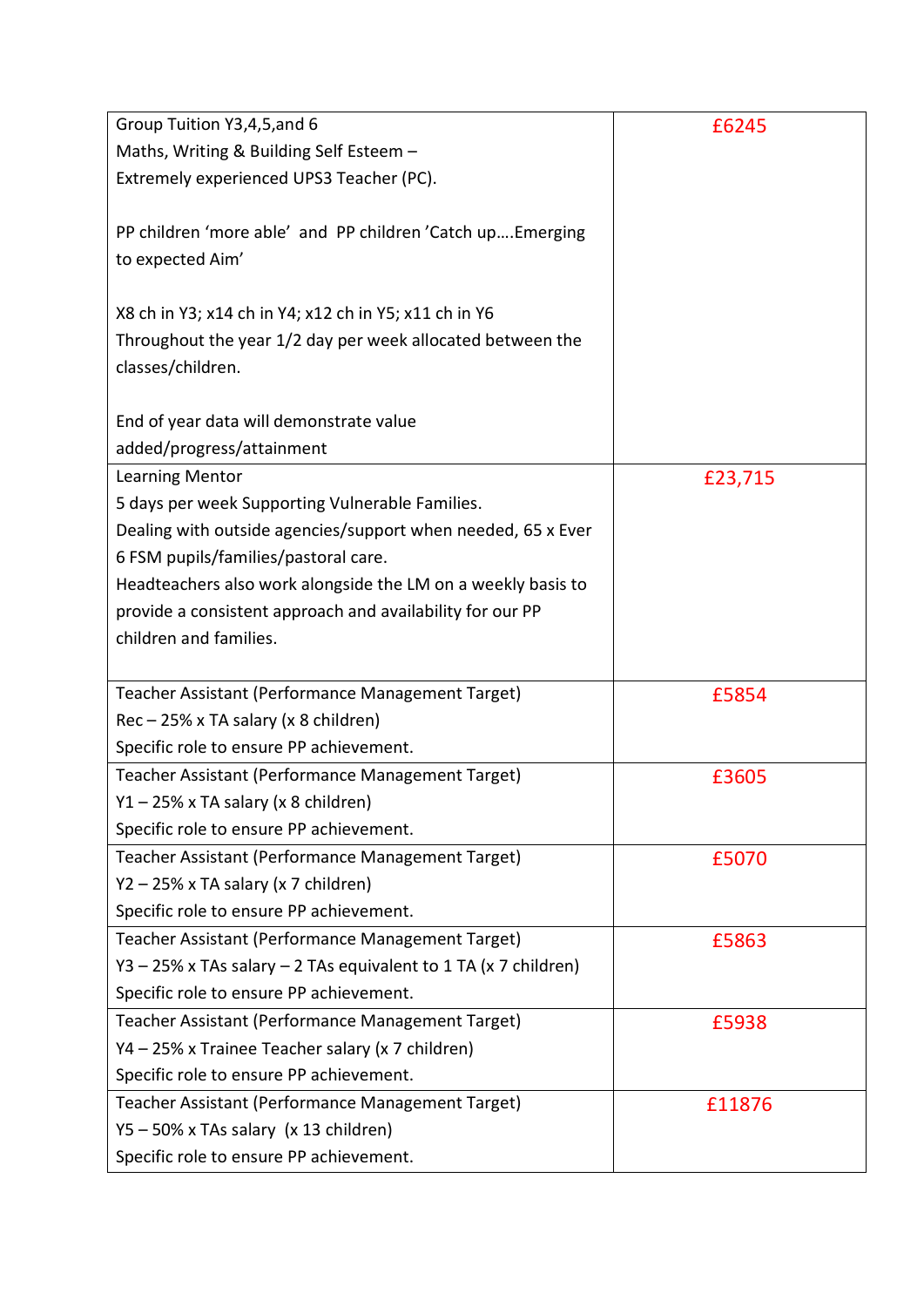| | |
|---|---|
| Group Tuition Y3,4,5,and 6<br>Maths, Writing & Building Self Esteem –<br>Extremely experienced UPS3 Teacher (PC).<br><br>PP children 'more able' and PP children 'Catch up….Emerging to expected Aim'<br><br>X8 ch in Y3; x14 ch in Y4; x12 ch in Y5; x11 ch in Y6<br>Throughout the year 1/2 day per week allocated between the classes/children.<br><br>End of year data will demonstrate value added/progress/attainment | £6245 |
| Learning Mentor<br>5 days per week Supporting Vulnerable Families.<br>Dealing with outside agencies/support when needed, 65 x Ever 6 FSM pupils/families/pastoral care.<br>Headteachers also work alongside the LM on a weekly basis to provide a consistent approach and availability for our PP children and families. | £23,715 |
| Teacher Assistant (Performance Management Target)<br>Rec – 25% x TA salary (x 8 children)<br>Specific role to ensure PP achievement. | £5854 |
| Teacher Assistant (Performance Management Target)<br>Y1 – 25% x TA salary (x 8 children)<br>Specific role to ensure PP achievement. | £3605 |
| Teacher Assistant (Performance Management Target)<br>Y2 – 25% x TA salary (x 7 children)<br>Specific role to ensure PP achievement. | £5070 |
| Teacher Assistant (Performance Management Target)<br>Y3 – 25% x TAs salary – 2 TAs equivalent to 1 TA (x 7 children)<br>Specific role to ensure PP achievement. | £5863 |
| Teacher Assistant (Performance Management Target)<br>Y4 – 25% x Trainee Teacher salary (x 7 children)<br>Specific role to ensure PP achievement. | £5938 |
| Teacher Assistant (Performance Management Target)<br>Y5 – 50% x TAs salary (x 13 children)<br>Specific role to ensure PP achievement. | £11876 |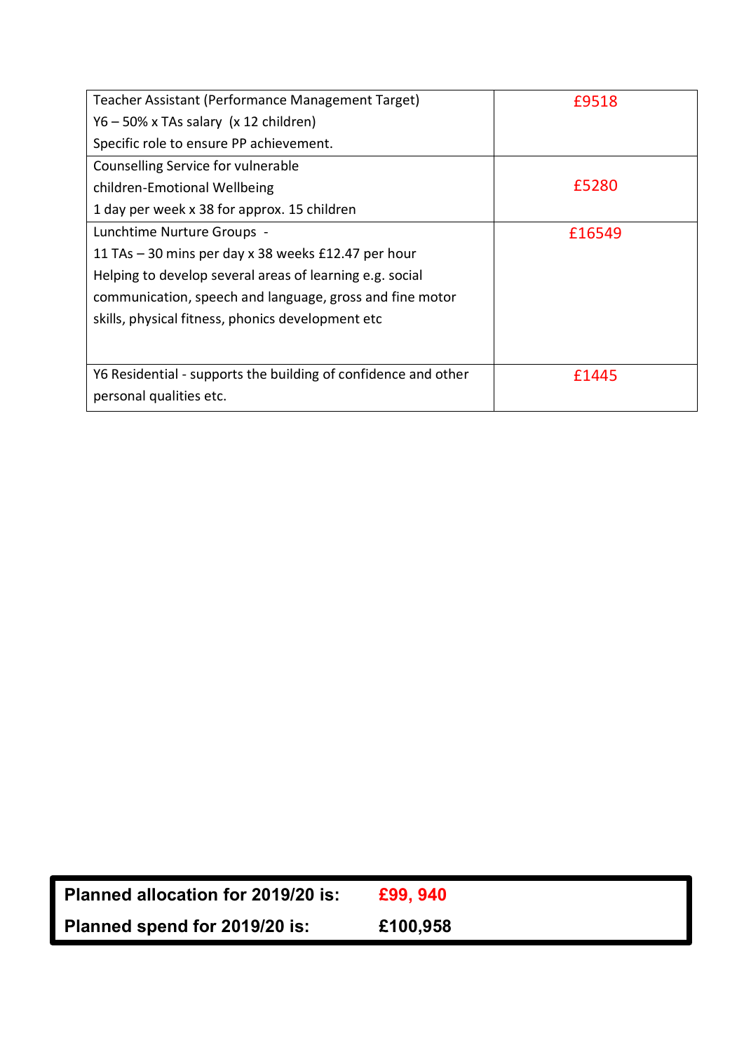| | |
|---|---|
| Teacher Assistant (Performance Management Target)<br>Y6 – 50% x TAs salary (x 12 children)<br>Specific role to ensure PP achievement. | £9518 |
| Counselling Service for vulnerable children-Emotional Wellbeing<br>1 day per week x 38 for approx. 15 children | £5280 |
| Lunchtime Nurture Groups -<br>11 TAs – 30 mins per day x 38 weeks £12.47 per hour<br>Helping to develop several areas of learning e.g. social communication, speech and language, gross and fine motor skills, physical fitness, phonics development etc | £16549 |
| Y6 Residential - supports the building of confidence and other personal qualities etc. | £1445 |

| | |
|---|---|
| **Planned allocation for 2019/20 is:** | **£99, 940** |
| **Planned spend for 2019/20 is:** | **£100,958** |